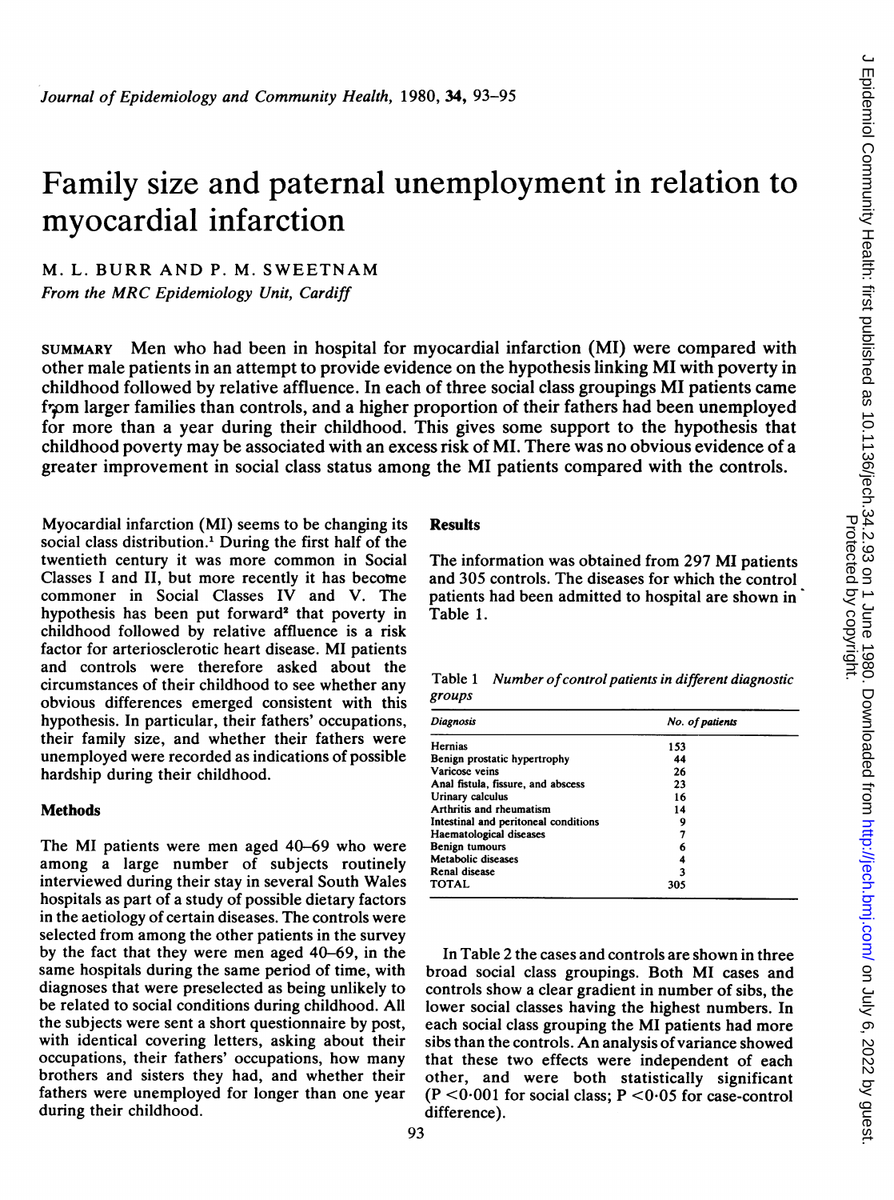# Family size and paternal unemployment in relation to myocardial infarction

**M. L. BURR AND P. M. SWEETNAM**

*From the MRC Epidemiology Unit, Cardiff*

SUMMARY Men who had been in hospital for myocardial infarction (MI) were compared with other male patients in an attempt to provide evidence on the hypothesis linking MI with poverty in childhood followed by relative affluence. In each of three social class groupings MI patients came from larger families than controls, and a higher proportion of their fathers had been unemployed for more than a year during their childhood. This gives some support to the hypothesis that childhood poverty may be associated with an excess risk of MI. There was no obvious evidence of a greater improvement in social class status among the MI patients compared with the controls.

Myocardial infarction (MI) seems to be changing its social class distribution.[1] During the first half of the twentieth century it was more common in Social Classes I and II, but more recently it has become commoner in Social Classes IV and V. The hypothesis has been put forward[2] that poverty in childhood followed by relative affluence is a risk factor for arteriosclerotic heart disease. MI patients and controls were therefore asked about the circumstances of their childhood to see whether any obvious differences emerged consistent with this hypothesis. In particular, their fathers' occupations, their family size, and whether their fathers were unemployed were recorded as indications of possible hardship during their childhood.

## Methods

The MI patients were men aged 40–69 who were among a large number of subjects routinely interviewed during their stay in several South Wales hospitals as part of a study of possible dietary factors in the aetiology of certain diseases. The controls were selected from among the other patients in the survey by the fact that they were men aged 40–69, in the same hospitals during the same period of time, with diagnoses that were preselected as being unlikely to be related to social conditions during childhood. All the subjects were sent a short questionnaire by post, with identical covering letters, asking about their occupations, their fathers' occupations, how many brothers and sisters they had, and whether their fathers were unemployed for longer than one year during their childhood.

## Results

The information was obtained from 297 MI patients and 305 controls. The diseases for which the control patients had been admitted to hospital are shown in Table 1.

Table 1 *Number of control patients in different diagnostic groups*

| *Diagnosis* | *No. of patients* |
|---|---|
| Hernias | 153 |
| Benign prostatic hypertrophy | 44 |
| Varicose veins | 26 |
| Anal fistula, fissure, and abscess | 23 |
| Urinary calculus | 16 |
| Arthritis and rheumatism | 14 |
| Intestinal and peritoneal conditions | 9 |
| Haematological diseases | 7 |
| Benign tumours | 6 |
| Metabolic diseases | 4 |
| Renal disease | 3 |
| TOTAL | 305 |

In Table 2 the cases and controls are shown in three broad social class groupings. Both MI cases and controls show a clear gradient in number of sibs, the lower social classes having the highest numbers. In each social class grouping the MI patients had more sibs than the controls. An analysis of variance showed that these two effects were independent of each other, and were both statistically significant ($P < 0{\cdot}001$ for social class; $P < 0{\cdot}05$ for case-control difference).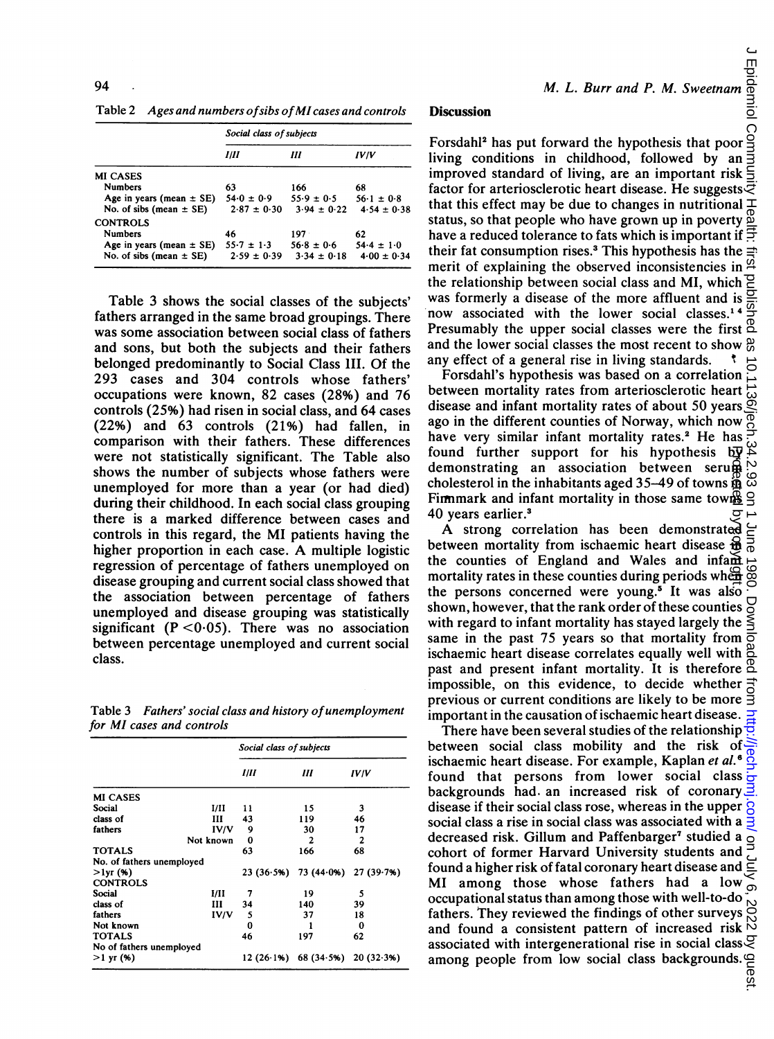Table 2 *Ages and numbers of sibs of MI cases and controls*

| | Social class of subjects | | |
|---|---|---|---|
| | I/II | III | IV/V |
| MI CASES | | | |
| Numbers | 63 | 166 | 68 |
| Age in years (mean ± SE) | 54·0 ± 0·9 | 55·9 ± 0·5 | 56·1 ± 0·8 |
| No. of sibs (mean ± SE) | 2·87 ± 0·30 | 3·94 ± 0·22 | 4·54 ± 0·38 |
| CONTROLS | | | |
| Numbers | 46 | 197 | 62 |
| Age in years (mean ± SE) | 55·7 ± 1·3 | 56·8 ± 0·6 | 54·4 ± 1·0 |
| No. of sibs (mean ± SE) | 2·59 ± 0·39 | 3·34 ± 0·18 | 4·00 ± 0·34 |

Table 3 shows the social classes of the subjects' fathers arranged in the same broad groupings. There was some association between social class of fathers and sons, but both the subjects and their fathers belonged predominantly to Social Class III. Of the 293 cases and 304 controls whose fathers' occupations were known, 82 cases (28%) and 76 controls (25%) had risen in social class, and 64 cases (22%) and 63 controls (21%) had fallen, in comparison with their fathers. These differences were not statistically significant. The Table also shows the number of subjects whose fathers were unemployed for more than a year (or had died) during their childhood. In each social class grouping there is a marked difference between cases and controls in this regard, the MI patients having the higher proportion in each case. A multiple logistic regression of percentage of fathers unemployed on disease grouping and current social class showed that the association between percentage of fathers unemployed and disease grouping was statistically significant ($P < 0·05$). There was no association between percentage unemployed and current social class.

Table 3 *Fathers' social class and history of unemployment for MI cases and controls*

| | | Social class of subjects | | |
|---|---|---|---|---|
| | | I/II | III | IV/V |
| MI CASES | | | | |
| Social class of fathers | I/II | 11 | 15 | 3 |
| | III | 43 | 119 | 46 |
| | IV/V | 9 | 30 | 17 |
| | Not known | 0 | 2 | 2 |
| TOTALS | | 63 | 166 | 68 |
| No. of fathers unemployed >1yr (%) | | 23 (36·5%) | 73 (44·0%) | 27 (39·7%) |
| CONTROLS | | | | |
| Social class of fathers | I/II | 7 | 19 | 5 |
| | III | 34 | 140 | 39 |
| | IV/V | 5 | 37 | 18 |
| | Not known | 0 | 1 | 0 |
| TOTALS | | 46 | 197 | 62 |
| No of fathers unemployed >1 yr (%) | | 12 (26·1%) | 68 (34·5%) | 20 (32·3%) |

## Discussion

Forsdahl[2] has put forward the hypothesis that poor living conditions in childhood, followed by an improved standard of living, are an important risk factor for arteriosclerotic heart disease. He suggests that this effect may be due to changes in nutritional status, so that people who have grown up in poverty have a reduced tolerance to fats which is important if their fat consumption rises.[3] This hypothesis has the merit of explaining the observed inconsistencies in the relationship between social class and MI, which was formerly a disease of the more affluent and is now associated with the lower social classes.[1 4] Presumably the upper social classes were the first and the lower social classes the most recent to show any effect of a general rise in living standards.

Forsdahl's hypothesis was based on a correlation between mortality rates from arteriosclerotic heart disease and infant mortality rates of about 50 years ago in the different counties of Norway, which now have very similar infant mortality rates.[2] He has found further support for his hypothesis by demonstrating an association between serum cholesterol in the inhabitants aged 35–49 of towns in Finmmark and infant mortality in those same towns 40 years earlier.[3]

A strong correlation has been demonstrated between mortality from ischaemic heart disease in the counties of England and Wales and infant mortality rates in these counties during periods when the persons concerned were young.[5] It was also shown, however, that the rank order of these counties with regard to infant mortality has stayed largely the same in the past 75 years so that mortality from ischaemic heart disease correlates equally well with past and present infant mortality. It is therefore impossible, on this evidence, to decide whether previous or current conditions are likely to be more important in the causation of ischaemic heart disease.

There have been several studies of the relationship between social class mobility and the risk of ischaemic heart disease. For example, Kaplan *et al.*[6] found that persons from lower social class backgrounds had an increased risk of coronary disease if their social class rose, whereas in the upper social class a rise in social class was associated with a decreased risk. Gillum and Paffenbarger[7] studied a cohort of former Harvard University students and found a higher risk of fatal coronary heart disease and MI among those whose fathers had a low occupational status than among those with well-to-do fathers. They reviewed the findings of other surveys and found a consistent pattern of increased risk associated with intergenerational rise in social class among people from low social class backgrounds.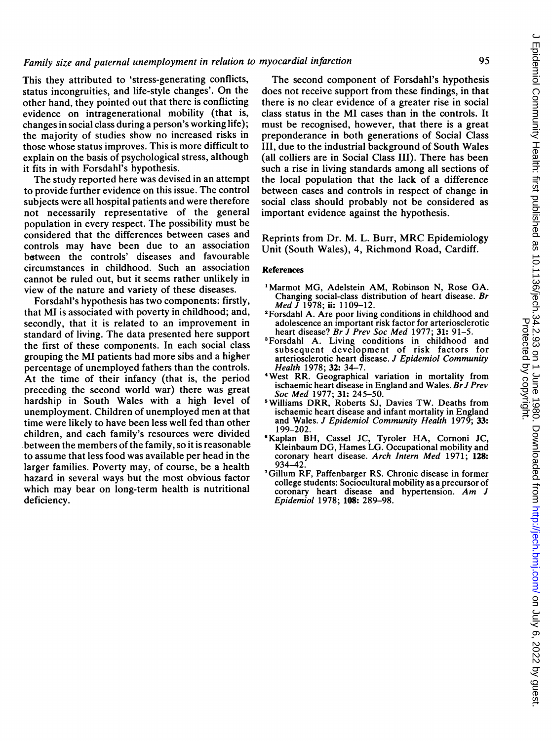This they attributed to 'stress-generating conflicts, status incongruities, and life-style changes'. On the other hand, they pointed out that there is conflicting evidence on intragenerational mobility (that is, changes in social class during a person's working life); the majority of studies show no increased risks in those whose status improves. This is more difficult to explain on the basis of psychological stress, although it fits in with Forsdahl's hypothesis.

The study reported here was devised in an attempt to provide further evidence on this issue. The control subjects were all hospital patients and were therefore not necessarily representative of the general population in every respect. The possibility must be considered that the differences between cases and controls may have been due to an association between the controls' diseases and favourable circumstances in childhood. Such an association cannot be ruled out, but it seems rather unlikely in view of the nature and variety of these diseases.

Forsdahl's hypothesis has two components: firstly, that MI is associated with poverty in childhood; and, secondly, that it is related to an improvement in standard of living. The data presented here support the first of these components. In each social class grouping the MI patients had more sibs and a higher percentage of unemployed fathers than the controls. At the time of their infancy (that is, the period preceding the second world war) there was great hardship in South Wales with a high level of unemployment. Children of unemployed men at that time were likely to have been less well fed than other children, and each family's resources were divided between the members of the family, so it is reasonable to assume that less food was available per head in the larger families. Poverty may, of course, be a health hazard in several ways but the most obvious factor which may bear on long-term health is nutritional deficiency.

The second component of Forsdahl's hypothesis does not receive support from these findings, in that there is no clear evidence of a greater rise in social class status in the MI cases than in the controls. It must be recognised, however, that there is a great preponderance in both generations of Social Class III, due to the industrial background of South Wales (all colliers are in Social Class III). There has been such a rise in living standards among all sections of the local population that the lack of a difference between cases and controls in respect of change in social class should probably not be considered as important evidence against the hypothesis.

Reprints from Dr. M. L. Burr, MRC Epidemiology Unit (South Wales), 4, Richmond Road, Cardiff.

### References

1. Marmot MG, Adelstein AM, Robinson N, Rose GA. Changing social-class distribution of heart disease. *Br Med J* 1978; **ii:** 1109–12.
2. Forsdahl A. Are poor living conditions in childhood and adolescence an important risk factor for arteriosclerotic heart disease? *Br J Prev Soc Med* 1977; **31:** 91–5.
3. Forsdahl A. Living conditions in childhood and subsequent development of risk factors for arteriosclerotic heart disease. *J Epidemiol Community Health* 1978; **32:** 34–7.
4. West RR. Geographical variation in mortality from ischaemic heart disease in England and Wales. *Br J Prev Soc Med* 1977; **31:** 245–50.
5. Williams DRR, Roberts SJ, Davies TW. Deaths from ischaemic heart disease and infant mortality in England and Wales. *J Epidemiol Community Health* 1979; **33:** 199–202.
6. Kaplan BH, Cassel JC, Tyroler HA, Cornoni JC, Kleinbaum DG, Hames LG. Occupational mobility and coronary heart disease. *Arch Intern Med* 1971; **128:** 934–42.
7. Gillum RF, Paffenbarger RS. Chronic disease in former college students: Sociocultural mobility as a precursor of coronary heart disease and hypertension. *Am J Epidemiol* 1978; **108:** 289–98.